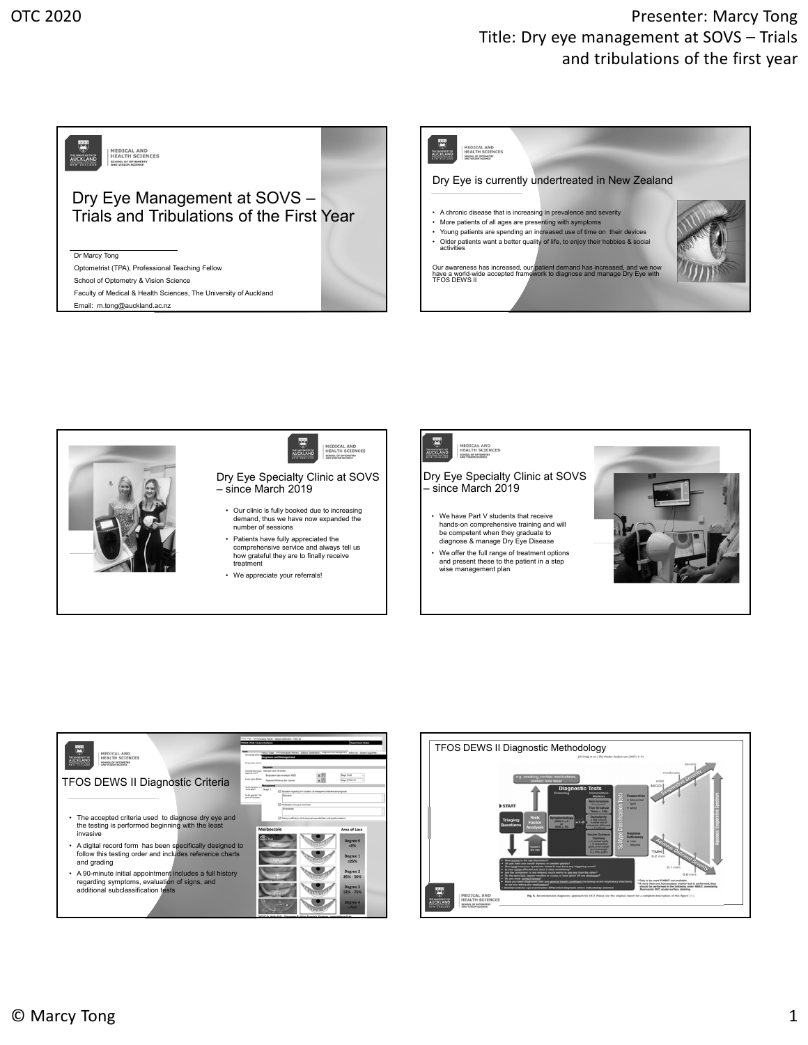## Dry Eye Management at SOVS – Trials and Tribulations of the First Year

Dr Marcy Tong

Optometrist (TPA), Professional Teaching Fellow

School of Optometry & Vision Science

Faculty of Medical & Health Sciences, The University of Auckland

Email: m.tong@auckland.ac.nz

## Dry Eye is currently undertreated in New Zealand

- A chronic disease that is increasing in prevalence and severity
- More patients of all ages are presenting with symptoms
- Young patients are spending an increased use of time on their devices
- Older patients want a better quality of life, to enjoy their hobbies & social activities

Our awareness has increased, our patient demand has increased, and we now have a world-wide accepted framework to diagnose and manage Dry Eye with TFOS DEWS II

## Dry Eye Specialty Clinic at SOVS – since March 2019

- Our clinic is fully booked due to increasing demand, thus we have now expanded the number of sessions
- Patients have fully appreciated the comprehensive service and always tell us how grateful they are to finally receive treatment
- We appreciate your referrals!

## Dry Eye Specialty Clinic at SOVS – since March 2019

- We have Part V students that receive hands-on comprehensive training and will be competent when they graduate to diagnose & manage Dry Eye Disease
- We offer the full range of treatment options and present these to the patient in a step wise management plan

## TFOS DEWS II Diagnostic Criteria

- The accepted criteria used to diagnose dry eye and the testing is performed beginning with the least invasive
- A digital record form has been specifically designed to follow this testing order and includes reference charts and grading
- A 90-minute initial appointment includes a full history regarding symptoms, evaluation of signs, and additional subclassification tests

## TFOS DEWS II Diagnostic Methodology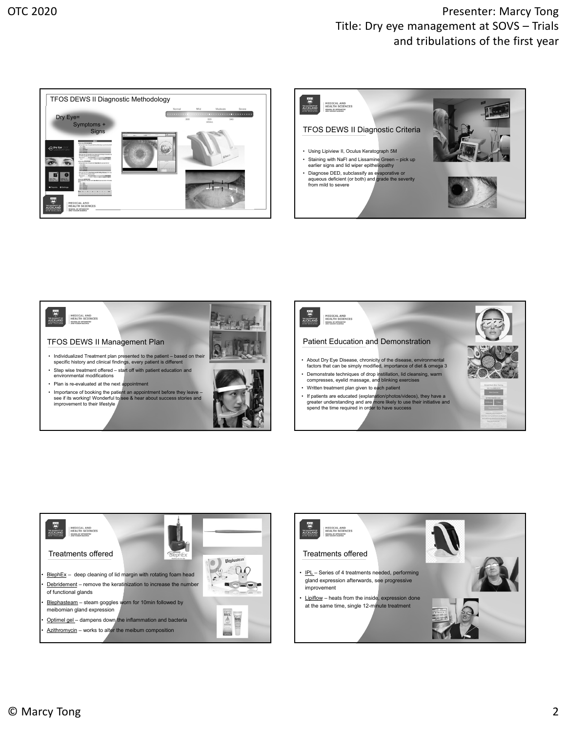## TFOS DEWS II Diagnostic Methodology

Dry Eye= Symptoms + Signs

## TFOS DEWS II Diagnostic Criteria

- Using Lipiview II, Oculus Keratograph 5M
- Staining with NaFl and Lissamine Green – pick up earlier signs and lid wiper epitheliopathy
- Diagnose DED, subclassify as evaporative or aqueous deficient (or both) and grade the severity from mild to severe

## TFOS DEWS II Management Plan

- Individualized Treatment plan presented to the patient – based on their specific history and clinical findings, every patient is different
- Step wise treatment offered – start off with patient education and environmental modifications
- Plan is re-evaluated at the next appointment
- Importance of booking the patient an appointment before they leave – see if its working! Wonderful to see & hear about success stories and improvement to their lifestyle

## Patient Education and Demonstration

- About Dry Eye Disease, chronicity of the disease, environmental factors that can be simply modified, importance of diet & omega 3
- Demonstrate techniques of drop instillation, lid cleansing, warm compresses, eyelid massage, and blinking exercises
- Written treatment plan given to each patient
- If patients are educated (explanation/photos/videos), they have a greater understanding and are more likely to use their initiative and spend the time required in order to have success

## Treatments offered

- BlephEx – deep cleaning of lid margin with rotating foam head
- Debridement – remove the keratinization to increase the number of functional glands
- Blephasteam – steam goggles worn for 10min followed by meibomian gland expression
- Optimel gel – dampens down the inflammation and bacteria
- Azithromycin – works to alter the meibum composition

## Treatments offered

- IPL – Series of 4 treatments needed, performing gland expression afterwards, see progressive improvement
- Lipiflow – heats from the inside, expression done at the same time, single 12-minute treatment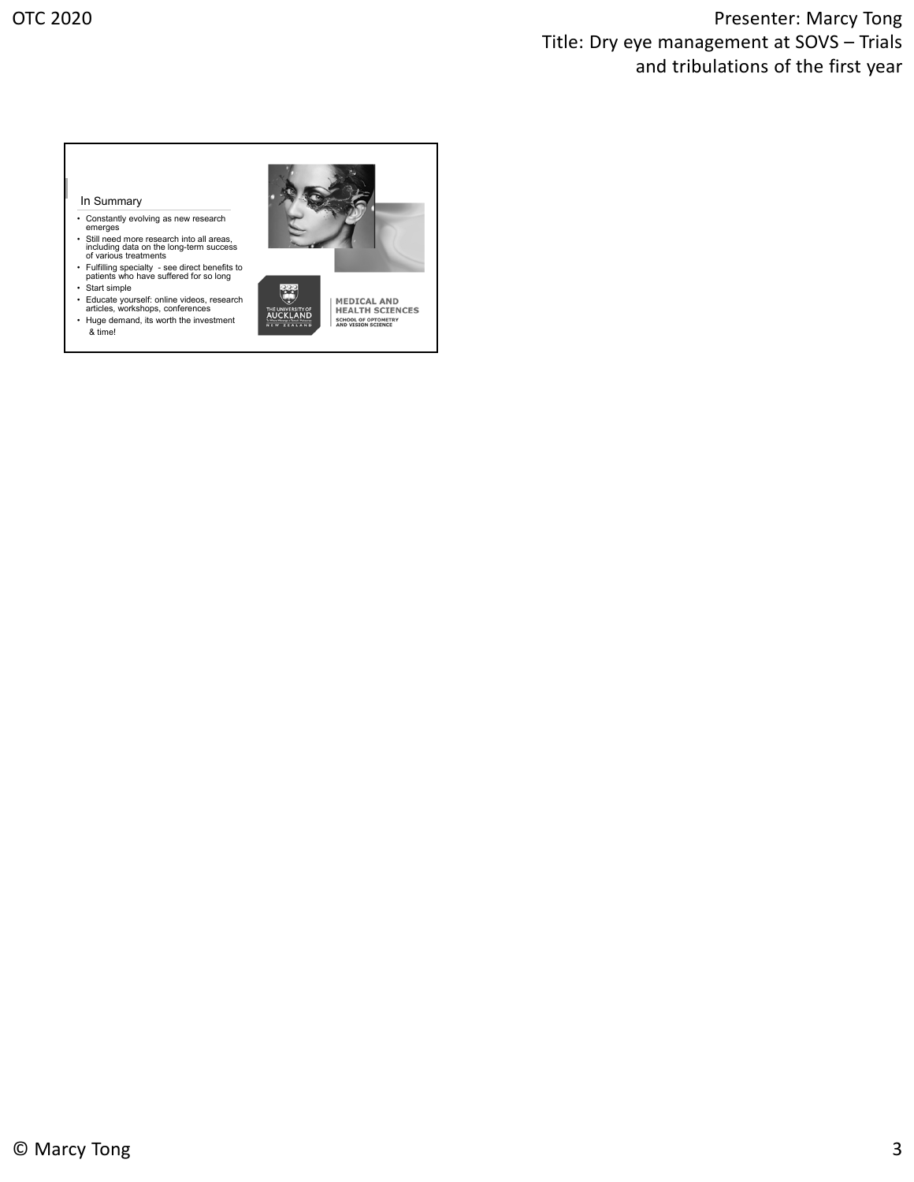## In Summary

- Constantly evolving as new research emerges
- Still need more research into all areas, including data on the long-term success of various treatments
- Fulfilling specialty - see direct benefits to patients who have suffered for so long
- Start simple
- Educate yourself: online videos, research articles, workshops, conferences
- Huge demand, its worth the investment & time!

THE UNIVERSITY OF AUCKLAND NEW ZEALAND

MEDICAL AND HEALTH SCIENCES
SCHOOL OF OPTOMETRY AND VISION SCIENCE